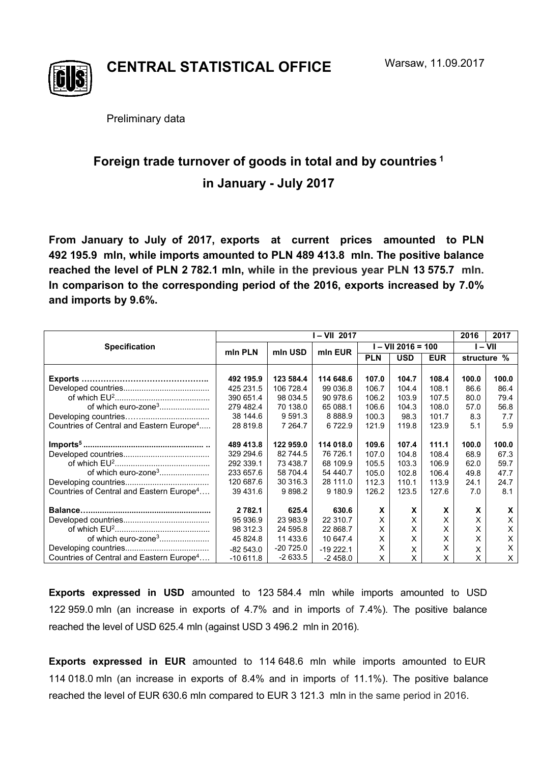# CENTRAL STATISTICAL OFFICE

Warsaw, 11.09.2017

Preliminary data

## Foreign trade turnover of goods in total and by countries [1] in January - July 2017

**From January to July of 2017, exports at current prices amounted to PLN 492 195.9 mln, while imports amounted to PLN 489 413.8 mln. The positive balance reached the level of PLN 2 782.1 mln, while in the previous year PLN 13 575.7 mln. In comparison to the corresponding period of the 2016, exports increased by 7.0% and imports by 9.6%.**

| Specification | I – VII 2017 | | | | | | 2016 | 2017 |
|---|---|---|---|---|---|---|---|---|
| | mln PLN | mln USD | mln EUR | I – VII 2016 = 100 | | | I – VII | |
| | | | | PLN | USD | EUR | structure % | |
| **Exports** | **492 195.9** | **123 584.4** | **114 648.6** | **107.0** | **104.7** | **108.4** | **100.0** | **100.0** |
| Developed countries | 425 231.5 | 106 728.4 | 99 036.8 | 106.7 | 104.4 | 108.1 | 86.6 | 86.4 |
| of which EU[2] | 390 651.4 | 98 034.5 | 90 978.6 | 106.2 | 103.9 | 107.5 | 80.0 | 79.4 |
| of which euro-zone[3] | 279 482.4 | 70 138.0 | 65 088.1 | 106.6 | 104.3 | 108.0 | 57.0 | 56.8 |
| Developing countries | 38 144.6 | 9 591.3 | 8 888.9 | 100.3 | 98.3 | 101.7 | 8.3 | 7.7 |
| Countries of Central and Eastern Europe[4] | 28 819.8 | 7 264.7 | 6 722.9 | 121.9 | 119.8 | 123.9 | 5.1 | 5.9 |
| **Imports[5]** | **489 413.8** | **122 959.0** | **114 018.0** | **109.6** | **107.4** | **111.1** | **100.0** | **100.0** |
| Developed countries | 329 294.6 | 82 744.5 | 76 726.1 | 107.0 | 104.8 | 108.4 | 68.9 | 67.3 |
| of which EU[2] | 292 339.1 | 73 438.7 | 68 109.9 | 105.5 | 103.3 | 106.9 | 62.0 | 59.7 |
| of which euro-zone[3] | 233 657.6 | 58 704.4 | 54 440.7 | 105.0 | 102.8 | 106.4 | 49.8 | 47.7 |
| Developing countries | 120 687.6 | 30 316.3 | 28 111.0 | 112.3 | 110.1 | 113.9 | 24.1 | 24.7 |
| Countries of Central and Eastern Europe[4] | 39 431.6 | 9 898.2 | 9 180.9 | 126.2 | 123.5 | 127.6 | 7.0 | 8.1 |
| **Balance** | **2 782.1** | **625.4** | **630.6** | **X** | **X** | **X** | **X** | **X** |
| Developed countries | 95 936.9 | 23 983.9 | 22 310.7 | X | X | X | X | X |
| of which EU[2] | 98 312.3 | 24 595.8 | 22 868.7 | X | X | X | X | X |
| of which euro-zone[3] | 45 824.8 | 11 433.6 | 10 647.4 | X | X | X | X | X |
| Developing countries | -82 543.0 | -20 725.0 | -19 222.1 | X | X | X | X | X |
| Countries of Central and Eastern Europe[4] | -10 611.8 | -2 633.5 | -2 458.0 | X | X | X | X | X |

**Exports expressed in USD** amounted to 123 584.4 mln while imports amounted to USD 122 959.0 mln (an increase in exports of 4.7% and in imports of 7.4%). The positive balance reached the level of USD 625.4 mln (against USD 3 496.2 mln in 2016).

**Exports expressed in EUR** amounted to 114 648.6 mln while imports amounted to EUR 114 018.0 mln (an increase in exports of 8.4% and in imports of 11.1%). The positive balance reached the level of EUR 630.6 mln compared to EUR 3 121.3 mln in the same period in 2016.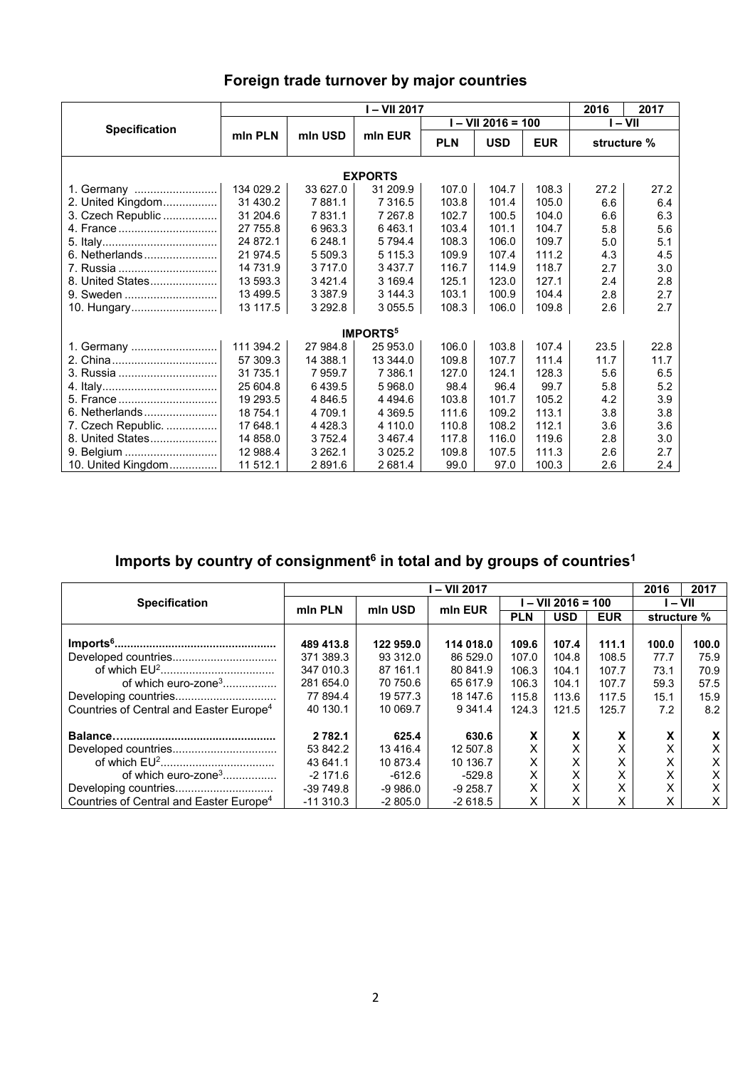## Foreign trade turnover by major countries

| Specification | I – VII 2017 | | | | | | 2016 | 2017 |
|---|---|---|---|---|---|---|---|---|
| | mln PLN | mln USD | mln EUR | I – VII 2016 = 100 | | | I – VII | |
| | | | | PLN | USD | EUR | structure % | |
| **EXPORTS** | | | | | | | | |
| 1. Germany .......................... | 134 029.2 | 33 627.0 | 31 209.9 | 107.0 | 104.7 | 108.3 | 27.2 | 27.2 |
| 2. United Kingdom................. | 31 430.2 | 7 881.1 | 7 316.5 | 103.8 | 101.4 | 105.0 | 6.6 | 6.4 |
| 3. Czech Republic ................. | 31 204.6 | 7 831.1 | 7 267.8 | 102.7 | 100.5 | 104.0 | 6.6 | 6.3 |
| 4. France .............................. | 27 755.8 | 6 963.3 | 6 463.1 | 103.4 | 101.1 | 104.7 | 5.8 | 5.6 |
| 5. Italy.................................... | 24 872.1 | 6 248.1 | 5 794.4 | 108.3 | 106.0 | 109.7 | 5.0 | 5.1 |
| 6. Netherlands....................... | 21 974.5 | 5 509.3 | 5 115.3 | 109.9 | 107.4 | 111.2 | 4.3 | 4.5 |
| 7. Russia .............................. | 14 731.9 | 3 717.0 | 3 437.7 | 116.7 | 114.9 | 118.7 | 2.7 | 3.0 |
| 8. United States..................... | 13 593.3 | 3 421.4 | 3 169.4 | 125.1 | 123.0 | 127.1 | 2.4 | 2.8 |
| 9. Sweden ............................ | 13 499.5 | 3 387.9 | 3 144.3 | 103.1 | 100.9 | 104.4 | 2.8 | 2.7 |
| 10. Hungary.......................... | 13 117.5 | 3 292.8 | 3 055.5 | 108.3 | 106.0 | 109.8 | 2.6 | 2.7 |
| **IMPORTS[5]** | | | | | | | | |
| 1. Germany ........................... | 111 394.2 | 27 984.8 | 25 953.0 | 106.0 | 103.8 | 107.4 | 23.5 | 22.8 |
| 2. China................................. | 57 309.3 | 14 388.1 | 13 344.0 | 109.8 | 107.7 | 111.4 | 11.7 | 11.7 |
| 3. Russia ............................... | 31 735.1 | 7 959.7 | 7 386.1 | 127.0 | 124.1 | 128.3 | 5.6 | 6.5 |
| 4. Italy.................................... | 25 604.8 | 6 439.5 | 5 968.0 | 98.4 | 96.4 | 99.7 | 5.8 | 5.2 |
| 5. France .............................. | 19 293.5 | 4 846.5 | 4 494.6 | 103.8 | 101.7 | 105.2 | 4.2 | 3.9 |
| 6. Netherlands....................... | 18 754.1 | 4 709.1 | 4 369.5 | 111.6 | 109.2 | 113.1 | 3.8 | 3.8 |
| 7. Czech Republic. ................ | 17 648.1 | 4 428.3 | 4 110.0 | 110.8 | 108.2 | 112.1 | 3.6 | 3.6 |
| 8. United States..................... | 14 858.0 | 3 752.4 | 3 467.4 | 117.8 | 116.0 | 119.6 | 2.8 | 3.0 |
| 9. Belgium ............................ | 12 988.4 | 3 262.1 | 3 025.2 | 109.8 | 107.5 | 111.3 | 2.6 | 2.7 |
| 10. United Kingdom............... | 11 512.1 | 2 891.6 | 2 681.4 | 99.0 | 97.0 | 100.3 | 2.6 | 2.4 |

## Imports by country of consignment[6] in total and by groups of countries[1]

| Specification | I – VII 2017 | | | | | | 2016 | 2017 |
|---|---|---|---|---|---|---|---|---|
| | mln PLN | mln USD | mln EUR | I – VII 2016 = 100 | | | I – VII | |
| | | | | PLN | USD | EUR | structure % | |
| **Imports[6]..................................................** | **489 413.8** | **122 959.0** | **114 018.0** | **109.6** | **107.4** | **111.1** | **100.0** | **100.0** |
| Developed countries................................ | 371 389.3 | 93 312.0 | 86 529.0 | 107.0 | 104.8 | 108.5 | 77.7 | 75.9 |
| of which EU[2]................................... | 347 010.3 | 87 161.1 | 80 841.9 | 106.3 | 104.1 | 107.7 | 73.1 | 70.9 |
| of which euro-zone[3]................ | 281 654.0 | 70 750.6 | 65 617.9 | 106.3 | 104.1 | 107.7 | 59.3 | 57.5 |
| Developing countries............................... | 77 894.4 | 19 577.3 | 18 147.6 | 115.8 | 113.6 | 117.5 | 15.1 | 15.9 |
| Countries of Central and Easter Europe[4] | 40 130.1 | 10 069.7 | 9 341.4 | 124.3 | 121.5 | 125.7 | 7.2 | 8.2 |
| **Balance…..............................................** | **2 782.1** | **625.4** | **630.6** | **X** | **X** | **X** | **X** | **X** |
| Developed countries................................ | 53 842.2 | 13 416.4 | 12 507.8 | X | X | X | X | X |
| of which EU[2]................................... | 43 641.1 | 10 873.4 | 10 136.7 | X | X | X | X | X |
| of which euro-zone[3]................ | -2 171.6 | -612.6 | -529.8 | X | X | X | X | X |
| Developing countries.............................. | -39 749.8 | -9 986.0 | -9 258.7 | X | X | X | X | X |
| Countries of Central and Easter Europe[4] | -11 310.3 | -2 805.0 | -2 618.5 | X | X | X | X | X |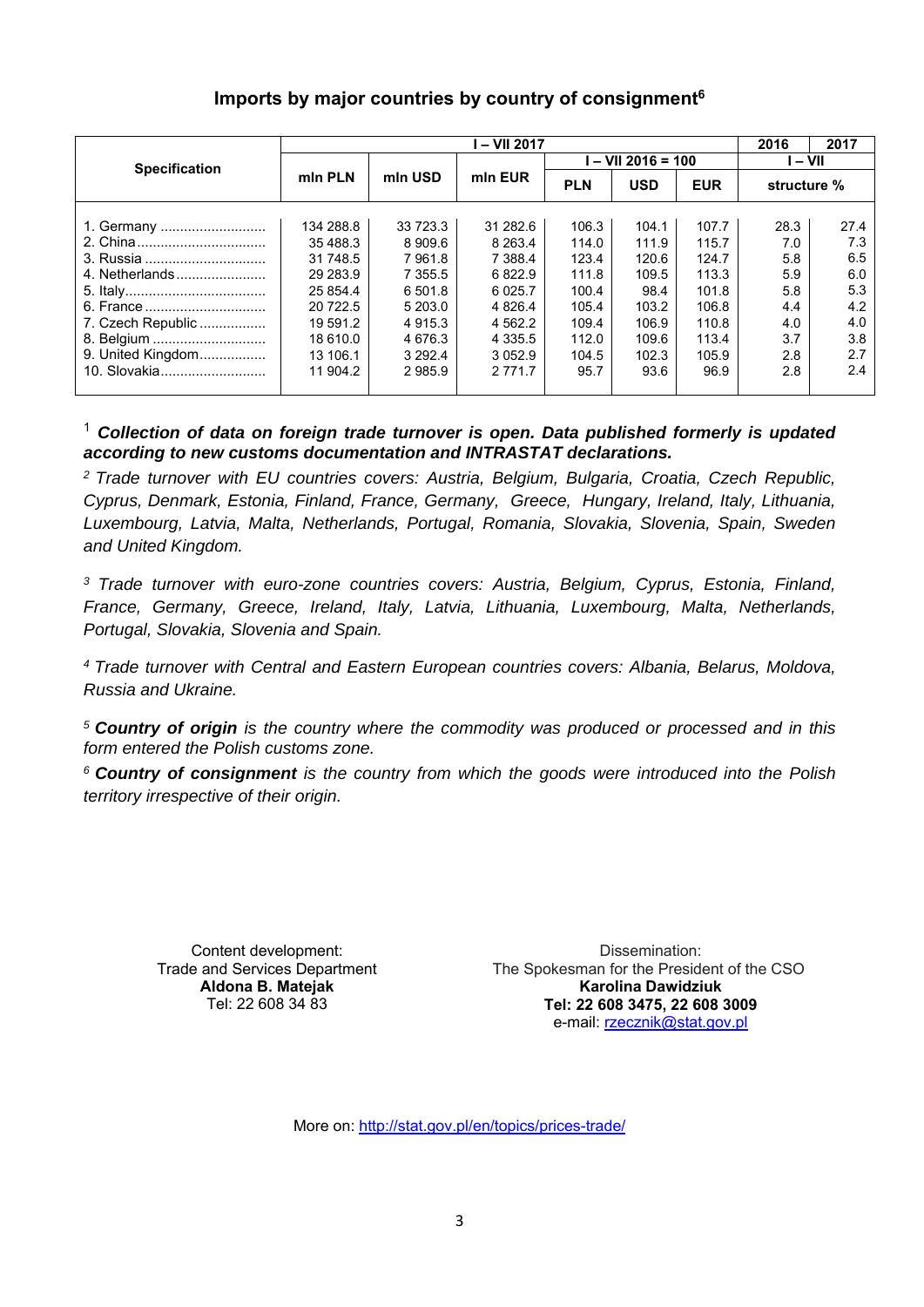## Imports by major countries by country of consignment[6]

| Specification | I – VII 2017 | | | | | | 2016 | 2017 |
|---|---|---|---|---|---|---|---|---|
| | mln PLN | mln USD | mln EUR | I – VII 2016 = 100 | | | I – VII | |
| | | | | PLN | USD | EUR | structure % | |
| 1. Germany | 134 288.8 | 33 723.3 | 31 282.6 | 106.3 | 104.1 | 107.7 | 28.3 | 27.4 |
| 2. China | 35 488.3 | 8 909.6 | 8 263.4 | 114.0 | 111.9 | 115.7 | 7.0 | 7.3 |
| 3. Russia | 31 748.5 | 7 961.8 | 7 388.4 | 123.4 | 120.6 | 124.7 | 5.8 | 6.5 |
| 4. Netherlands | 29 283.9 | 7 355.5 | 6 822.9 | 111.8 | 109.5 | 113.3 | 5.9 | 6.0 |
| 5. Italy | 25 854.4 | 6 501.8 | 6 025.7 | 100.4 | 98.4 | 101.8 | 5.8 | 5.3 |
| 6. France | 20 722.5 | 5 203.0 | 4 826.4 | 105.4 | 103.2 | 106.8 | 4.4 | 4.2 |
| 7. Czech Republic | 19 591.2 | 4 915.3 | 4 562.2 | 109.4 | 106.9 | 110.8 | 4.0 | 4.0 |
| 8. Belgium | 18 610.0 | 4 676.3 | 4 335.5 | 112.0 | 109.6 | 113.4 | 3.7 | 3.8 |
| 9. United Kingdom | 13 106.1 | 3 292.4 | 3 052.9 | 104.5 | 102.3 | 105.9 | 2.8 | 2.7 |
| 10. Slovakia | 11 904.2 | 2 985.9 | 2 771.7 | 95.7 | 93.6 | 96.9 | 2.8 | 2.4 |

[1] ***Collection of data on foreign trade turnover is open. Data published formerly is updated according to new customs documentation and INTRASTAT declarations.***

[2] *Trade turnover with EU countries covers: Austria, Belgium, Bulgaria, Croatia, Czech Republic, Cyprus, Denmark, Estonia, Finland, France, Germany, Greece, Hungary, Ireland, Italy, Lithuania, Luxembourg, Latvia, Malta, Netherlands, Portugal, Romania, Slovakia, Slovenia, Spain, Sweden and United Kingdom.*

[3] *Trade turnover with euro-zone countries covers: Austria, Belgium, Cyprus, Estonia, Finland, France, Germany, Greece, Ireland, Italy, Latvia, Lithuania, Luxembourg, Malta, Netherlands, Portugal, Slovakia, Slovenia and Spain.*

[4] *Trade turnover with Central and Eastern European countries covers: Albania, Belarus, Moldova, Russia and Ukraine.*

[5] ***Country of origin*** *is the country where the commodity was produced or processed and in this form entered the Polish customs zone.*

[6] ***Country of consignment*** *is the country from which the goods were introduced into the Polish territory irrespective of their origin.*

Content development:
Trade and Services Department
**Aldona B. Matejak**
Tel: 22 608 34 83

Dissemination:
The Spokesman for the President of the CSO
**Karolina Dawidziuk**
**Tel: 22 608 3475, 22 608 3009**
e-mail: rzecznik@stat.gov.pl

More on: http://stat.gov.pl/en/topics/prices-trade/